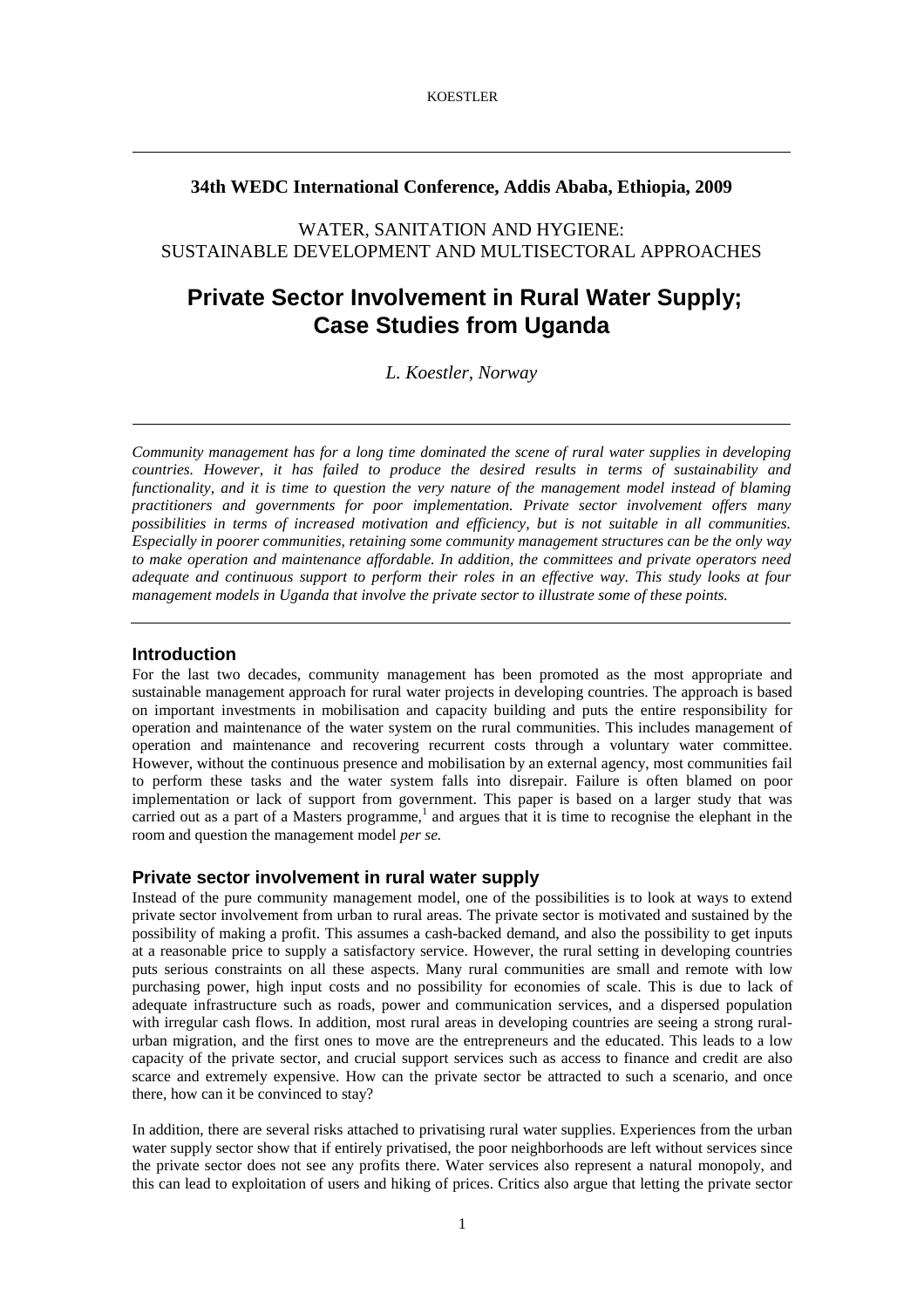**34th WEDC International Conference, Addis Ababa, Ethiopia, 2009**

WATER, SANITATION AND HYGIENE:
SUSTAINABLE DEVELOPMENT AND MULTISECTORAL APPROACHES

# Private Sector Involvement in Rural Water Supply; Case Studies from Uganda

*L. Koestler, Norway*

*Community management has for a long time dominated the scene of rural water supplies in developing countries. However, it has failed to produce the desired results in terms of sustainability and functionality, and it is time to question the very nature of the management model instead of blaming practitioners and governments for poor implementation. Private sector involvement offers many possibilities in terms of increased motivation and efficiency, but is not suitable in all communities. Especially in poorer communities, retaining some community management structures can be the only way to make operation and maintenance affordable. In addition, the committees and private operators need adequate and continuous support to perform their roles in an effective way. This study looks at four management models in Uganda that involve the private sector to illustrate some of these points.*

## Introduction

For the last two decades, community management has been promoted as the most appropriate and sustainable management approach for rural water projects in developing countries. The approach is based on important investments in mobilisation and capacity building and puts the entire responsibility for operation and maintenance of the water system on the rural communities. This includes management of operation and maintenance and recovering recurrent costs through a voluntary water committee. However, without the continuous presence and mobilisation by an external agency, most communities fail to perform these tasks and the water system falls into disrepair. Failure is often blamed on poor implementation or lack of support from government. This paper is based on a larger study that was carried out as a part of a Masters programme,[1] and argues that it is time to recognise the elephant in the room and question the management model *per se.*

## Private sector involvement in rural water supply

Instead of the pure community management model, one of the possibilities is to look at ways to extend private sector involvement from urban to rural areas. The private sector is motivated and sustained by the possibility of making a profit. This assumes a cash-backed demand, and also the possibility to get inputs at a reasonable price to supply a satisfactory service. However, the rural setting in developing countries puts serious constraints on all these aspects. Many rural communities are small and remote with low purchasing power, high input costs and no possibility for economies of scale. This is due to lack of adequate infrastructure such as roads, power and communication services, and a dispersed population with irregular cash flows. In addition, most rural areas in developing countries are seeing a strong rural-urban migration, and the first ones to move are the entrepreneurs and the educated. This leads to a low capacity of the private sector, and crucial support services such as access to finance and credit are also scarce and extremely expensive. How can the private sector be attracted to such a scenario, and once there, how can it be convinced to stay?

In addition, there are several risks attached to privatising rural water supplies. Experiences from the urban water supply sector show that if entirely privatised, the poor neighborhoods are left without services since the private sector does not see any profits there. Water services also represent a natural monopoly, and this can lead to exploitation of users and hiking of prices. Critics also argue that letting the private sector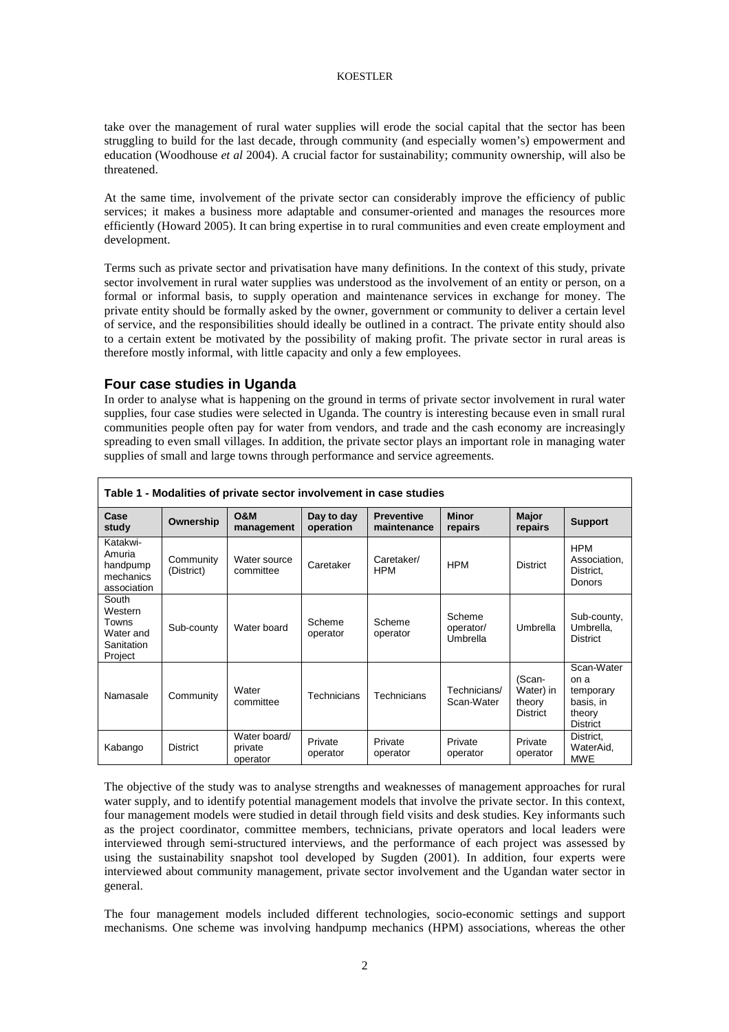take over the management of rural water supplies will erode the social capital that the sector has been struggling to build for the last decade, through community (and especially women's) empowerment and education (Woodhouse *et al* 2004). A crucial factor for sustainability; community ownership, will also be threatened.

At the same time, involvement of the private sector can considerably improve the efficiency of public services; it makes a business more adaptable and consumer-oriented and manages the resources more efficiently (Howard 2005). It can bring expertise in to rural communities and even create employment and development.

Terms such as private sector and privatisation have many definitions. In the context of this study, private sector involvement in rural water supplies was understood as the involvement of an entity or person, on a formal or informal basis, to supply operation and maintenance services in exchange for money. The private entity should be formally asked by the owner, government or community to deliver a certain level of service, and the responsibilities should ideally be outlined in a contract. The private entity should also to a certain extent be motivated by the possibility of making profit. The private sector in rural areas is therefore mostly informal, with little capacity and only a few employees.

## Four case studies in Uganda

In order to analyse what is happening on the ground in terms of private sector involvement in rural water supplies, four case studies were selected in Uganda. The country is interesting because even in small rural communities people often pay for water from vendors, and trade and the cash economy are increasingly spreading to even small villages. In addition, the private sector plays an important role in managing water supplies of small and large towns through performance and service agreements.

**Table 1 - Modalities of private sector involvement in case studies**

| Case study | Ownership | O&M management | Day to day operation | Preventive maintenance | Minor repairs | Major repairs | Support |
|---|---|---|---|---|---|---|---|
| Katakwi-Amuria handpump mechanics association | Community (District) | Water source committee | Caretaker | Caretaker/ HPM | HPM | District | HPM Association, District, Donors |
| South Western Towns Water and Sanitation Project | Sub-county | Water board | Scheme operator | Scheme operator | Scheme operator/ Umbrella | Umbrella | Sub-county, Umbrella, District |
| Namasale | Community | Water committee | Technicians | Technicians | Technicians/ Scan-Water | (Scan-Water) in theory District | Scan-Water on a temporary basis, in theory District |
| Kabango | District | Water board/ private operator | Private operator | Private operator | Private operator | Private operator | District, WaterAid, MWE |

The objective of the study was to analyse strengths and weaknesses of management approaches for rural water supply, and to identify potential management models that involve the private sector. In this context, four management models were studied in detail through field visits and desk studies. Key informants such as the project coordinator, committee members, technicians, private operators and local leaders were interviewed through semi-structured interviews, and the performance of each project was assessed by using the sustainability snapshot tool developed by Sugden (2001). In addition, four experts were interviewed about community management, private sector involvement and the Ugandan water sector in general.

The four management models included different technologies, socio-economic settings and support mechanisms. One scheme was involving handpump mechanics (HPM) associations, whereas the other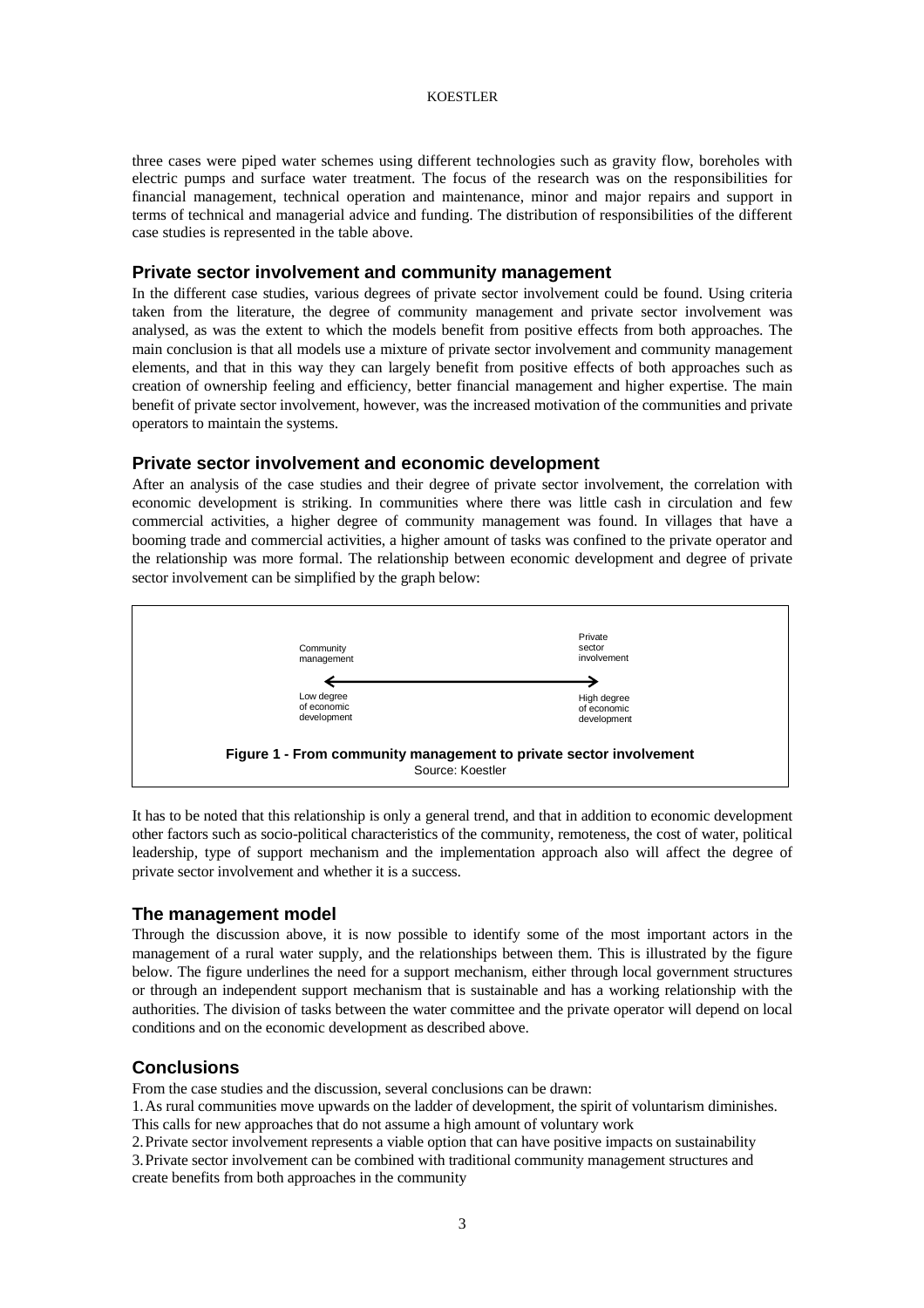three cases were piped water schemes using different technologies such as gravity flow, boreholes with electric pumps and surface water treatment. The focus of the research was on the responsibilities for financial management, technical operation and maintenance, minor and major repairs and support in terms of technical and managerial advice and funding. The distribution of responsibilities of the different case studies is represented in the table above.

## Private sector involvement and community management

In the different case studies, various degrees of private sector involvement could be found. Using criteria taken from the literature, the degree of community management and private sector involvement was analysed, as was the extent to which the models benefit from positive effects from both approaches. The main conclusion is that all models use a mixture of private sector involvement and community management elements, and that in this way they can largely benefit from positive effects of both approaches such as creation of ownership feeling and efficiency, better financial management and higher expertise. The main benefit of private sector involvement, however, was the increased motivation of the communities and private operators to maintain the systems.

## Private sector involvement and economic development

After an analysis of the case studies and their degree of private sector involvement, the correlation with economic development is striking. In communities where there was little cash in circulation and few commercial activities, a higher degree of community management was found. In villages that have a booming trade and commercial activities, a higher amount of tasks was confined to the private operator and the relationship was more formal. The relationship between economic development and degree of private sector involvement can be simplified by the graph below:

Community management ⟷ Private sector involvement

Low degree of economic development ⟷ High degree of economic development

**Figure 1 - From community management to private sector involvement**
Source: Koestler

It has to be noted that this relationship is only a general trend, and that in addition to economic development other factors such as socio-political characteristics of the community, remoteness, the cost of water, political leadership, type of support mechanism and the implementation approach also will affect the degree of private sector involvement and whether it is a success.

## The management model

Through the discussion above, it is now possible to identify some of the most important actors in the management of a rural water supply, and the relationships between them. This is illustrated by the figure below. The figure underlines the need for a support mechanism, either through local government structures or through an independent support mechanism that is sustainable and has a working relationship with the authorities. The division of tasks between the water committee and the private operator will depend on local conditions and on the economic development as described above.

## Conclusions

From the case studies and the discussion, several conclusions can be drawn:

1. As rural communities move upwards on the ladder of development, the spirit of voluntarism diminishes. This calls for new approaches that do not assume a high amount of voluntary work
2. Private sector involvement represents a viable option that can have positive impacts on sustainability
3. Private sector involvement can be combined with traditional community management structures and create benefits from both approaches in the community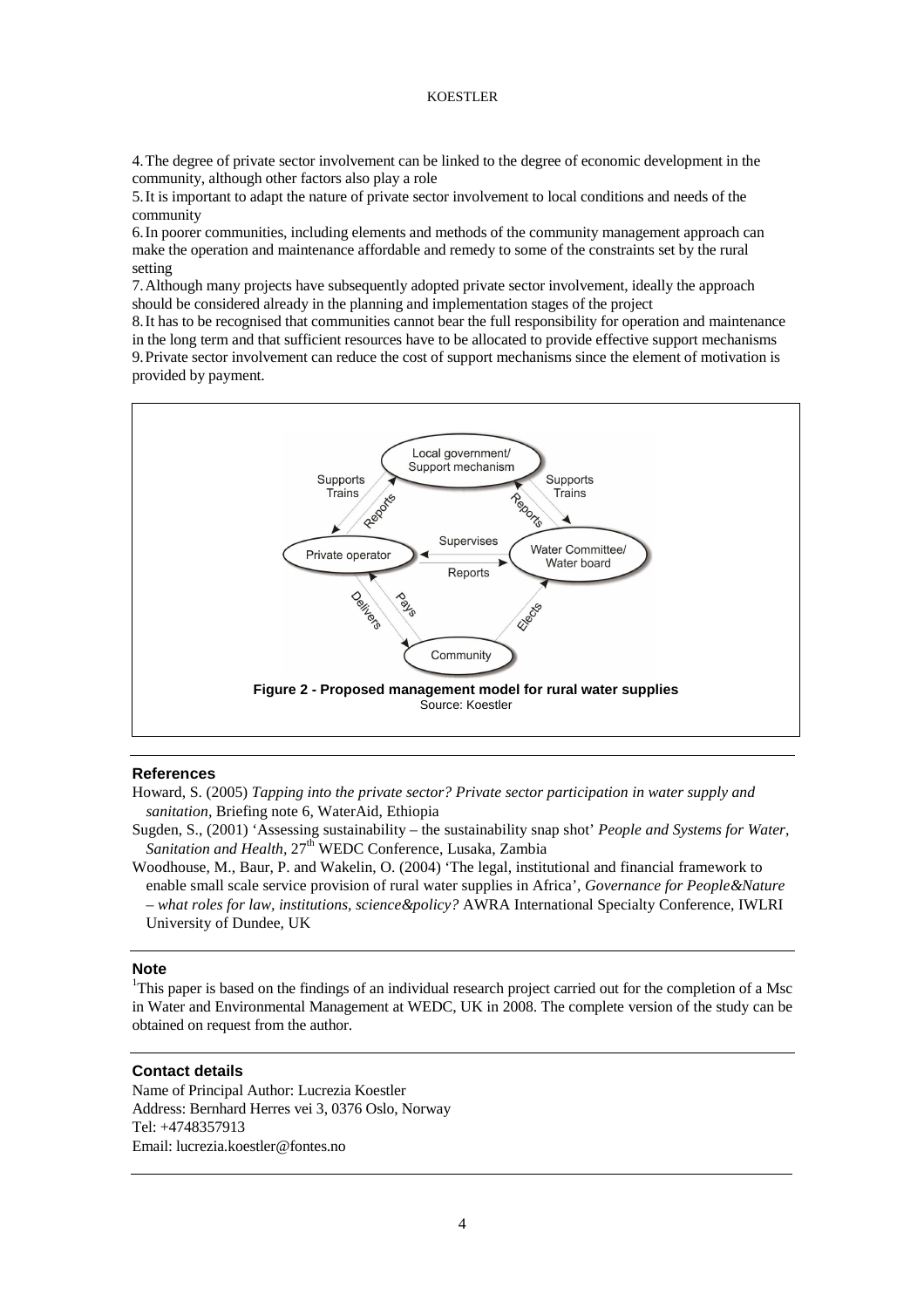4. The degree of private sector involvement can be linked to the degree of economic development in the community, although other factors also play a role
5. It is important to adapt the nature of private sector involvement to local conditions and needs of the community
6. In poorer communities, including elements and methods of the community management approach can make the operation and maintenance affordable and remedy to some of the constraints set by the rural setting
7. Although many projects have subsequently adopted private sector involvement, ideally the approach should be considered already in the planning and implementation stages of the project
8. It has to be recognised that communities cannot bear the full responsibility for operation and maintenance in the long term and that sufficient resources have to be allocated to provide effective support mechanisms
9. Private sector involvement can reduce the cost of support mechanisms since the element of motivation is provided by payment.

Local government/ Support mechanism
Supports Trains
Reports
Supports Trains
Reports
Private operator
Supervises
Reports
Water Committee/ Water board
Delivers
Pays
Elects
Community

**Figure 2 - Proposed management model for rural water supplies**
Source: Koestler

## References

Howard, S. (2005) *Tapping into the private sector? Private sector participation in water supply and sanitation*, Briefing note 6, WaterAid, Ethiopia

Sugden, S., (2001) 'Assessing sustainability – the sustainability snap shot' *People and Systems for Water, Sanitation and Health*, 27th WEDC Conference, Lusaka, Zambia

Woodhouse, M., Baur, P. and Wakelin, O. (2004) 'The legal, institutional and financial framework to enable small scale service provision of rural water supplies in Africa', *Governance for People&Nature – what roles for law, institutions, science&policy?* AWRA International Specialty Conference, IWLRI University of Dundee, UK

## Note

[1]This paper is based on the findings of an individual research project carried out for the completion of a Msc in Water and Environmental Management at WEDC, UK in 2008. The complete version of the study can be obtained on request from the author.

## Contact details

Name of Principal Author: Lucrezia Koestler
Address: Bernhard Herres vei 3, 0376 Oslo, Norway
Tel: +4748357913
Email: lucrezia.koestler@fontes.no